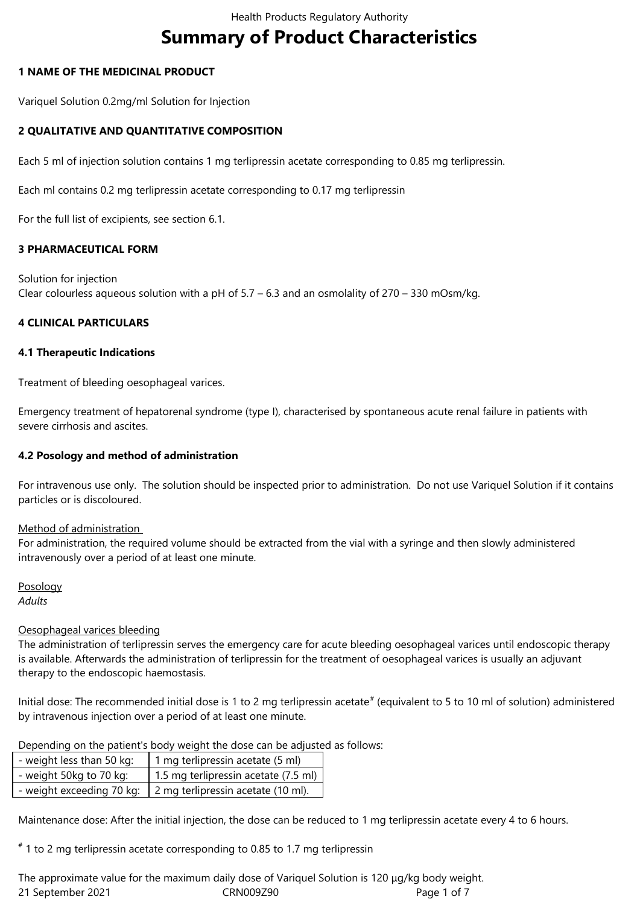# Summary of Product Characteristics

## 1 NAME OF THE MEDICINAL PRODUCT

Variquel Solution 0.2mg/ml Solution for Injection

## 2 QUALITATIVE AND QUANTITATIVE COMPOSITION

Each 5 ml of injection solution contains 1 mg terlipressin acetate corresponding to 0.85 mg terlipressin.

Each ml contains 0.2 mg terlipressin acetate corresponding to 0.17 mg terlipressin

For the full list of excipients, see section 6.1.

## 3 PHARMACEUTICAL FORM

Solution for injection
Clear colourless aqueous solution with a pH of 5.7 – 6.3 and an osmolality of 270 – 330 mOsm/kg.

## 4 CLINICAL PARTICULARS

### 4.1 Therapeutic Indications

Treatment of bleeding oesophageal varices.

Emergency treatment of hepatorenal syndrome (type I), characterised by spontaneous acute renal failure in patients with severe cirrhosis and ascites.

### 4.2 Posology and method of administration

For intravenous use only. The solution should be inspected prior to administration. Do not use Variquel Solution if it contains particles or is discoloured.

Method of administration
For administration, the required volume should be extracted from the vial with a syringe and then slowly administered intravenously over a period of at least one minute.

Posology
*Adults*

Oesophageal varices bleeding
The administration of terlipressin serves the emergency care for acute bleeding oesophageal varices until endoscopic therapy is available. Afterwards the administration of terlipressin for the treatment of oesophageal varices is usually an adjuvant therapy to the endoscopic haemostasis.

Initial dose: The recommended initial dose is 1 to 2 mg terlipressin acetate[#] (equivalent to 5 to 10 ml of solution) administered by intravenous injection over a period of at least one minute.

Depending on the patient's body weight the dose can be adjusted as follows:

| - weight less than 50 kg: | 1 mg terlipressin acetate (5 ml) |
|---|---|
| - weight 50kg to 70 kg: | 1.5 mg terlipressin acetate (7.5 ml) |
| - weight exceeding 70 kg: | 2 mg terlipressin acetate (10 ml). |

Maintenance dose: After the initial injection, the dose can be reduced to 1 mg terlipressin acetate every 4 to 6 hours.

[#] 1 to 2 mg terlipressin acetate corresponding to 0.85 to 1.7 mg terlipressin

The approximate value for the maximum daily dose of Variquel Solution is 120 µg/kg body weight.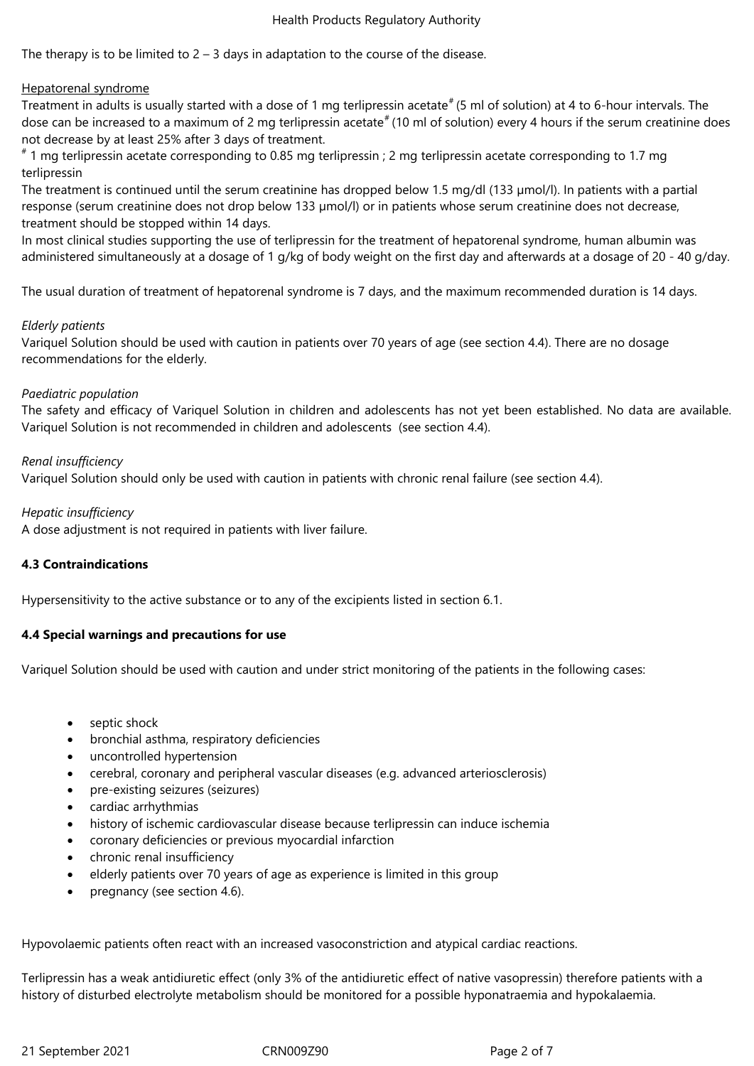The therapy is to be limited to 2 – 3 days in adaptation to the course of the disease.

Hepatorenal syndrome

Treatment in adults is usually started with a dose of 1 mg terlipressin acetate[#] (5 ml of solution) at 4 to 6-hour intervals. The dose can be increased to a maximum of 2 mg terlipressin acetate[#] (10 ml of solution) every 4 hours if the serum creatinine does not decrease by at least 25% after 3 days of treatment.

[#] 1 mg terlipressin acetate corresponding to 0.85 mg terlipressin ; 2 mg terlipressin acetate corresponding to 1.7 mg terlipressin

The treatment is continued until the serum creatinine has dropped below 1.5 mg/dl (133 µmol/l). In patients with a partial response (serum creatinine does not drop below 133 µmol/l) or in patients whose serum creatinine does not decrease, treatment should be stopped within 14 days.

In most clinical studies supporting the use of terlipressin for the treatment of hepatorenal syndrome, human albumin was administered simultaneously at a dosage of 1 g/kg of body weight on the first day and afterwards at a dosage of 20 - 40 g/day.

The usual duration of treatment of hepatorenal syndrome is 7 days, and the maximum recommended duration is 14 days.

*Elderly patients*

Variquel Solution should be used with caution in patients over 70 years of age (see section 4.4). There are no dosage recommendations for the elderly.

*Paediatric population*

The safety and efficacy of Variquel Solution in children and adolescents has not yet been established. No data are available. Variquel Solution is not recommended in children and adolescents (see section 4.4).

*Renal insufficiency*

Variquel Solution should only be used with caution in patients with chronic renal failure (see section 4.4).

*Hepatic insufficiency*

A dose adjustment is not required in patients with liver failure.

**4.3 Contraindications**

Hypersensitivity to the active substance or to any of the excipients listed in section 6.1.

**4.4 Special warnings and precautions for use**

Variquel Solution should be used with caution and under strict monitoring of the patients in the following cases:

- septic shock
- bronchial asthma, respiratory deficiencies
- uncontrolled hypertension
- cerebral, coronary and peripheral vascular diseases (e.g. advanced arteriosclerosis)
- pre-existing seizures (seizures)
- cardiac arrhythmias
- history of ischemic cardiovascular disease because terlipressin can induce ischemia
- coronary deficiencies or previous myocardial infarction
- chronic renal insufficiency
- elderly patients over 70 years of age as experience is limited in this group
- pregnancy (see section 4.6).

Hypovolaemic patients often react with an increased vasoconstriction and atypical cardiac reactions.

Terlipressin has a weak antidiuretic effect (only 3% of the antidiuretic effect of native vasopressin) therefore patients with a history of disturbed electrolyte metabolism should be monitored for a possible hyponatraemia and hypokalaemia.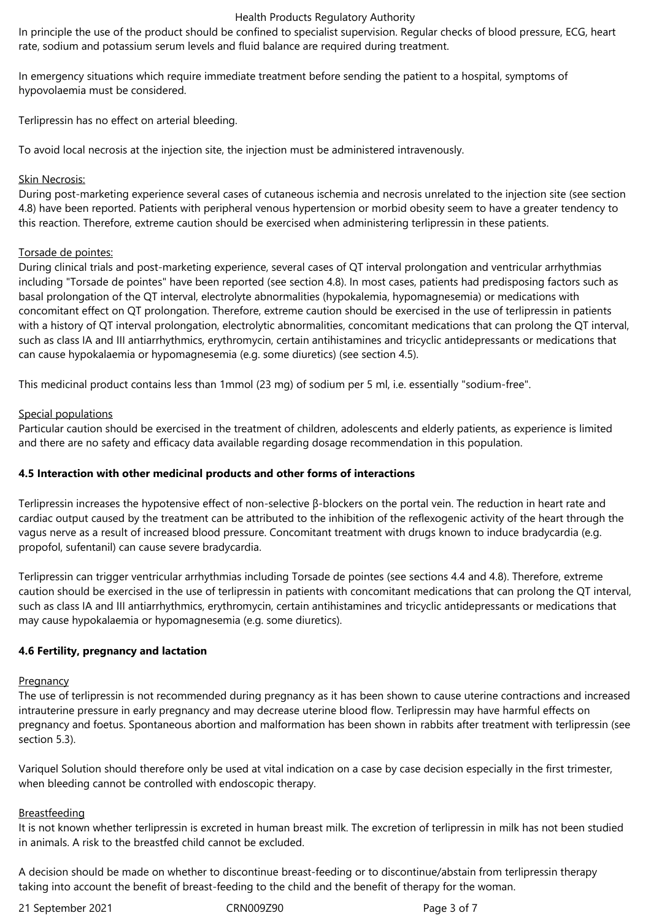In principle the use of the product should be confined to specialist supervision. Regular checks of blood pressure, ECG, heart rate, sodium and potassium serum levels and fluid balance are required during treatment.

In emergency situations which require immediate treatment before sending the patient to a hospital, symptoms of hypovolaemia must be considered.

Terlipressin has no effect on arterial bleeding.

To avoid local necrosis at the injection site, the injection must be administered intravenously.

Skin Necrosis:
During post-marketing experience several cases of cutaneous ischemia and necrosis unrelated to the injection site (see section 4.8) have been reported. Patients with peripheral venous hypertension or morbid obesity seem to have a greater tendency to this reaction. Therefore, extreme caution should be exercised when administering terlipressin in these patients.

Torsade de pointes:
During clinical trials and post-marketing experience, several cases of QT interval prolongation and ventricular arrhythmias including "Torsade de pointes" have been reported (see section 4.8). In most cases, patients had predisposing factors such as basal prolongation of the QT interval, electrolyte abnormalities (hypokalemia, hypomagnesemia) or medications with concomitant effect on QT prolongation. Therefore, extreme caution should be exercised in the use of terlipressin in patients with a history of QT interval prolongation, electrolytic abnormalities, concomitant medications that can prolong the QT interval, such as class IA and III antiarrhythmics, erythromycin, certain antihistamines and tricyclic antidepressants or medications that can cause hypokalaemia or hypomagnesemia (e.g. some diuretics) (see section 4.5).

This medicinal product contains less than 1mmol (23 mg) of sodium per 5 ml, i.e. essentially "sodium-free".

Special populations
Particular caution should be exercised in the treatment of children, adolescents and elderly patients, as experience is limited and there are no safety and efficacy data available regarding dosage recommendation in this population.

### 4.5 Interaction with other medicinal products and other forms of interactions

Terlipressin increases the hypotensive effect of non-selective β-blockers on the portal vein. The reduction in heart rate and cardiac output caused by the treatment can be attributed to the inhibition of the reflexogenic activity of the heart through the vagus nerve as a result of increased blood pressure. Concomitant treatment with drugs known to induce bradycardia (e.g. propofol, sufentanil) can cause severe bradycardia.

Terlipressin can trigger ventricular arrhythmias including Torsade de pointes (see sections 4.4 and 4.8). Therefore, extreme caution should be exercised in the use of terlipressin in patients with concomitant medications that can prolong the QT interval, such as class IA and III antiarrhythmics, erythromycin, certain antihistamines and tricyclic antidepressants or medications that may cause hypokalaemia or hypomagnesemia (e.g. some diuretics).

### 4.6 Fertility, pregnancy and lactation

Pregnancy
The use of terlipressin is not recommended during pregnancy as it has been shown to cause uterine contractions and increased intrauterine pressure in early pregnancy and may decrease uterine blood flow. Terlipressin may have harmful effects on pregnancy and foetus. Spontaneous abortion and malformation has been shown in rabbits after treatment with terlipressin (see section 5.3).

Variquel Solution should therefore only be used at vital indication on a case by case decision especially in the first trimester, when bleeding cannot be controlled with endoscopic therapy.

Breastfeeding
It is not known whether terlipressin is excreted in human breast milk. The excretion of terlipressin in milk has not been studied in animals. A risk to the breastfed child cannot be excluded.

A decision should be made on whether to discontinue breast-feeding or to discontinue/abstain from terlipressin therapy taking into account the benefit of breast-feeding to the child and the benefit of therapy for the woman.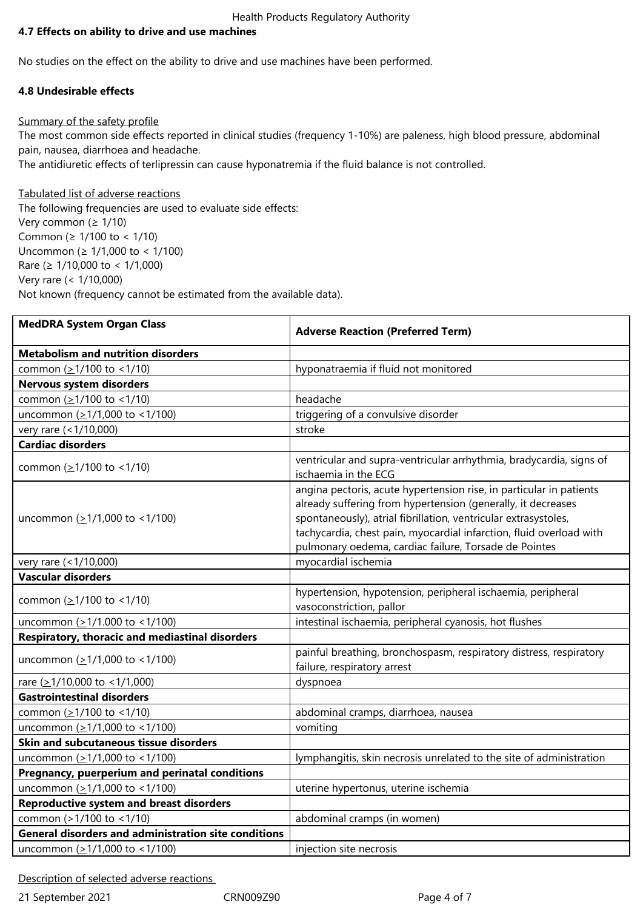**4.7 Effects on ability to drive and use machines**

No studies on the effect on the ability to drive and use machines have been performed.

**4.8 Undesirable effects**

Summary of the safety profile

The most common side effects reported in clinical studies (frequency 1-10%) are paleness, high blood pressure, abdominal pain, nausea, diarrhoea and headache.

The antidiuretic effects of terlipressin can cause hyponatremia if the fluid balance is not controlled.

Tabulated list of adverse reactions

The following frequencies are used to evaluate side effects:
Very common (≥ 1/10)
Common (≥ 1/100 to < 1/10)
Uncommon (≥ 1/1,000 to < 1/100)
Rare (≥ 1/10,000 to < 1/1,000)
Very rare (< 1/10,000)
Not known (frequency cannot be estimated from the available data).

| MedDRA System Organ Class | Adverse Reaction (Preferred Term) |
|---|---|
| **Metabolism and nutrition disorders** | |
| common (≥1/100 to <1/10) | hyponatraemia if fluid not monitored |
| **Nervous system disorders** | |
| common (≥1/100 to <1/10) | headache |
| uncommon (≥1/1,000 to <1/100) | triggering of a convulsive disorder |
| very rare (<1/10,000) | stroke |
| **Cardiac disorders** | |
| common (≥1/100 to <1/10) | ventricular and supra-ventricular arrhythmia, bradycardia, signs of ischaemia in the ECG |
| uncommon (≥1/1,000 to <1/100) | angina pectoris, acute hypertension rise, in particular in patients already suffering from hypertension (generally, it decreases spontaneously), atrial fibrillation, ventricular extrasystoles, tachycardia, chest pain, myocardial infarction, fluid overload with pulmonary oedema, cardiac failure, Torsade de Pointes |
| very rare (<1/10,000) | myocardial ischemia |
| **Vascular disorders** | |
| common (≥1/100 to <1/10) | hypertension, hypotension, peripheral ischaemia, peripheral vasoconstriction, pallor |
| uncommon (≥1/1.000 to <1/100) | intestinal ischaemia, peripheral cyanosis, hot flushes |
| **Respiratory, thoracic and mediastinal disorders** | |
| uncommon (≥1/1,000 to <1/100) | painful breathing, bronchospasm, respiratory distress, respiratory failure, respiratory arrest |
| rare (≥1/10,000 to <1/1,000) | dyspnoea |
| **Gastrointestinal disorders** | |
| common (≥1/100 to <1/10) | abdominal cramps, diarrhoea, nausea |
| uncommon (≥1/1,000 to <1/100) | vomiting |
| **Skin and subcutaneous tissue disorders** | |
| uncommon (≥1/1,000 to <1/100) | lymphangitis, skin necrosis unrelated to the site of administration |
| **Pregnancy, puerperium and perinatal conditions** | |
| uncommon (≥1/1,000 to <1/100) | uterine hypertonus, uterine ischemia |
| **Reproductive system and breast disorders** | |
| common (>1/100 to <1/10) | abdominal cramps (in women) |
| **General disorders and administration site conditions** | |
| uncommon (≥1/1,000 to <1/100) | injection site necrosis |

Description of selected adverse reactions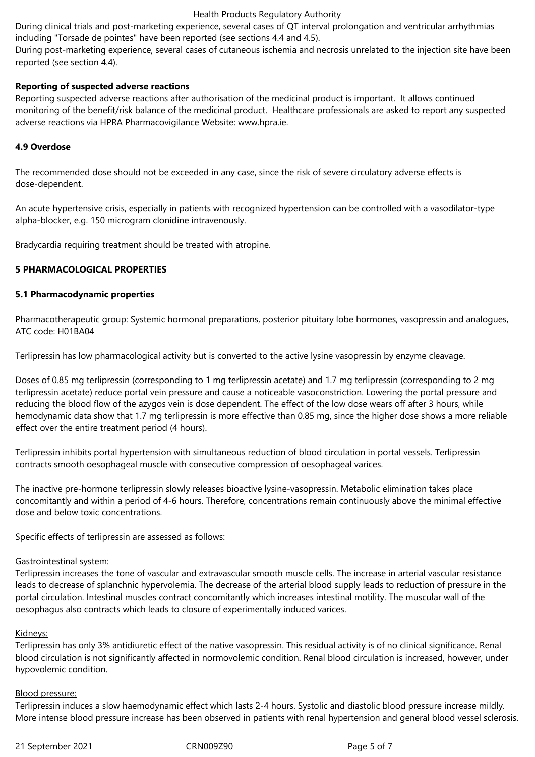During clinical trials and post-marketing experience, several cases of QT interval prolongation and ventricular arrhythmias including "Torsade de pointes" have been reported (see sections 4.4 and 4.5).
During post-marketing experience, several cases of cutaneous ischemia and necrosis unrelated to the injection site have been reported (see section 4.4).

**Reporting of suspected adverse reactions**
Reporting suspected adverse reactions after authorisation of the medicinal product is important. It allows continued monitoring of the benefit/risk balance of the medicinal product. Healthcare professionals are asked to report any suspected adverse reactions via HPRA Pharmacovigilance Website: www.hpra.ie.

### 4.9 Overdose

The recommended dose should not be exceeded in any case, since the risk of severe circulatory adverse effects is dose-dependent.

An acute hypertensive crisis, especially in patients with recognized hypertension can be controlled with a vasodilator-type alpha-blocker, e.g. 150 microgram clonidine intravenously.

Bradycardia requiring treatment should be treated with atropine.

## 5 PHARMACOLOGICAL PROPERTIES

### 5.1 Pharmacodynamic properties

Pharmacotherapeutic group: Systemic hormonal preparations, posterior pituitary lobe hormones, vasopressin and analogues, ATC code: H01BA04

Terlipressin has low pharmacological activity but is converted to the active lysine vasopressin by enzyme cleavage.

Doses of 0.85 mg terlipressin (corresponding to 1 mg terlipressin acetate) and 1.7 mg terlipressin (corresponding to 2 mg terlipressin acetate) reduce portal vein pressure and cause a noticeable vasoconstriction. Lowering the portal pressure and reducing the blood flow of the azygos vein is dose dependent. The effect of the low dose wears off after 3 hours, while hemodynamic data show that 1.7 mg terlipressin is more effective than 0.85 mg, since the higher dose shows a more reliable effect over the entire treatment period (4 hours).

Terlipressin inhibits portal hypertension with simultaneous reduction of blood circulation in portal vessels. Terlipressin contracts smooth oesophageal muscle with consecutive compression of oesophageal varices.

The inactive pre-hormone terlipressin slowly releases bioactive lysine-vasopressin. Metabolic elimination takes place concomitantly and within a period of 4-6 hours. Therefore, concentrations remain continuously above the minimal effective dose and below toxic concentrations.

Specific effects of terlipressin are assessed as follows:

Gastrointestinal system:
Terlipressin increases the tone of vascular and extravascular smooth muscle cells. The increase in arterial vascular resistance leads to decrease of splanchnic hypervolemia. The decrease of the arterial blood supply leads to reduction of pressure in the portal circulation. Intestinal muscles contract concomitantly which increases intestinal motility. The muscular wall of the oesophagus also contracts which leads to closure of experimentally induced varices.

Kidneys:
Terlipressin has only 3% antidiuretic effect of the native vasopressin. This residual activity is of no clinical significance. Renal blood circulation is not significantly affected in normovolemic condition. Renal blood circulation is increased, however, under hypovolemic condition.

Blood pressure:
Terlipressin induces a slow haemodynamic effect which lasts 2-4 hours. Systolic and diastolic blood pressure increase mildly. More intense blood pressure increase has been observed in patients with renal hypertension and general blood vessel sclerosis.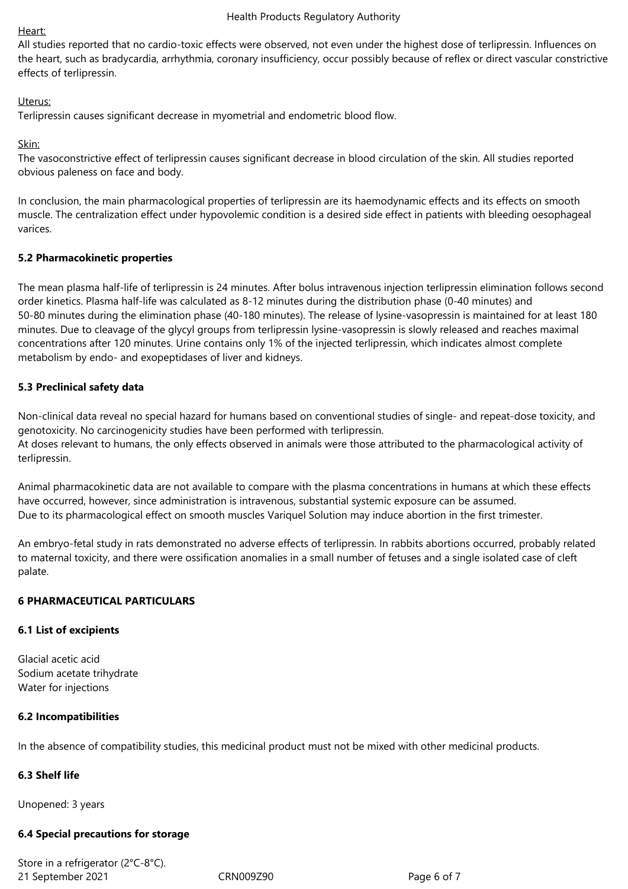Heart:

All studies reported that no cardio-toxic effects were observed, not even under the highest dose of terlipressin. Influences on the heart, such as bradycardia, arrhythmia, coronary insufficiency, occur possibly because of reflex or direct vascular constrictive effects of terlipressin.

Uterus:

Terlipressin causes significant decrease in myometrial and endometric blood flow.

Skin:

The vasoconstrictive effect of terlipressin causes significant decrease in blood circulation of the skin. All studies reported obvious paleness on face and body.

In conclusion, the main pharmacological properties of terlipressin are its haemodynamic effects and its effects on smooth muscle. The centralization effect under hypovolemic condition is a desired side effect in patients with bleeding oesophageal varices.

**5.2 Pharmacokinetic properties**

The mean plasma half-life of terlipressin is 24 minutes. After bolus intravenous injection terlipressin elimination follows second order kinetics. Plasma half-life was calculated as 8-12 minutes during the distribution phase (0-40 minutes) and 50-80 minutes during the elimination phase (40-180 minutes). The release of lysine-vasopressin is maintained for at least 180 minutes. Due to cleavage of the glycyl groups from terlipressin lysine-vasopressin is slowly released and reaches maximal concentrations after 120 minutes. Urine contains only 1% of the injected terlipressin, which indicates almost complete metabolism by endo- and exopeptidases of liver and kidneys.

**5.3 Preclinical safety data**

Non-clinical data reveal no special hazard for humans based on conventional studies of single- and repeat-dose toxicity, and genotoxicity. No carcinogenicity studies have been performed with terlipressin.
At doses relevant to humans, the only effects observed in animals were those attributed to the pharmacological activity of terlipressin.

Animal pharmacokinetic data are not available to compare with the plasma concentrations in humans at which these effects have occurred, however, since administration is intravenous, substantial systemic exposure can be assumed.
Due to its pharmacological effect on smooth muscles Variquel Solution may induce abortion in the first trimester.

An embryo-fetal study in rats demonstrated no adverse effects of terlipressin. In rabbits abortions occurred, probably related to maternal toxicity, and there were ossification anomalies in a small number of fetuses and a single isolated case of cleft palate.

**6 PHARMACEUTICAL PARTICULARS**

**6.1 List of excipients**

Glacial acetic acid
Sodium acetate trihydrate
Water for injections

**6.2 Incompatibilities**

In the absence of compatibility studies, this medicinal product must not be mixed with other medicinal products.

**6.3 Shelf life**

Unopened: 3 years

**6.4 Special precautions for storage**

Store in a refrigerator (2°C-8°C).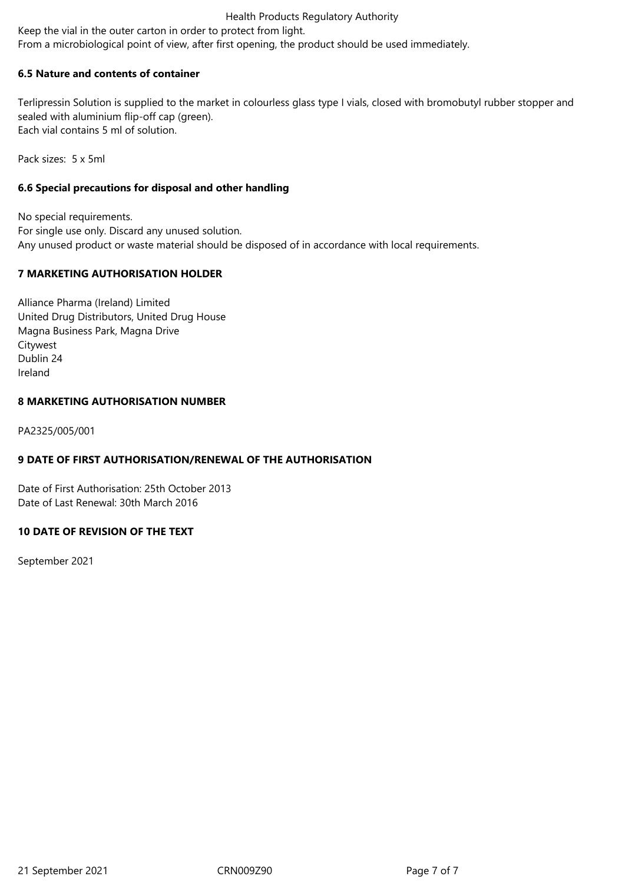Keep the vial in the outer carton in order to protect from light.
From a microbiological point of view, after first opening, the product should be used immediately.

## 6.5 Nature and contents of container

Terlipressin Solution is supplied to the market in colourless glass type I vials, closed with bromobutyl rubber stopper and sealed with aluminium flip-off cap (green).
Each vial contains 5 ml of solution.

Pack sizes: 5 x 5ml

## 6.6 Special precautions for disposal and other handling

No special requirements.
For single use only. Discard any unused solution.
Any unused product or waste material should be disposed of in accordance with local requirements.

# 7 MARKETING AUTHORISATION HOLDER

Alliance Pharma (Ireland) Limited
United Drug Distributors, United Drug House
Magna Business Park, Magna Drive
Citywest
Dublin 24
Ireland

# 8 MARKETING AUTHORISATION NUMBER

PA2325/005/001

# 9 DATE OF FIRST AUTHORISATION/RENEWAL OF THE AUTHORISATION

Date of First Authorisation: 25th October 2013
Date of Last Renewal: 30th March 2016

# 10 DATE OF REVISION OF THE TEXT

September 2021